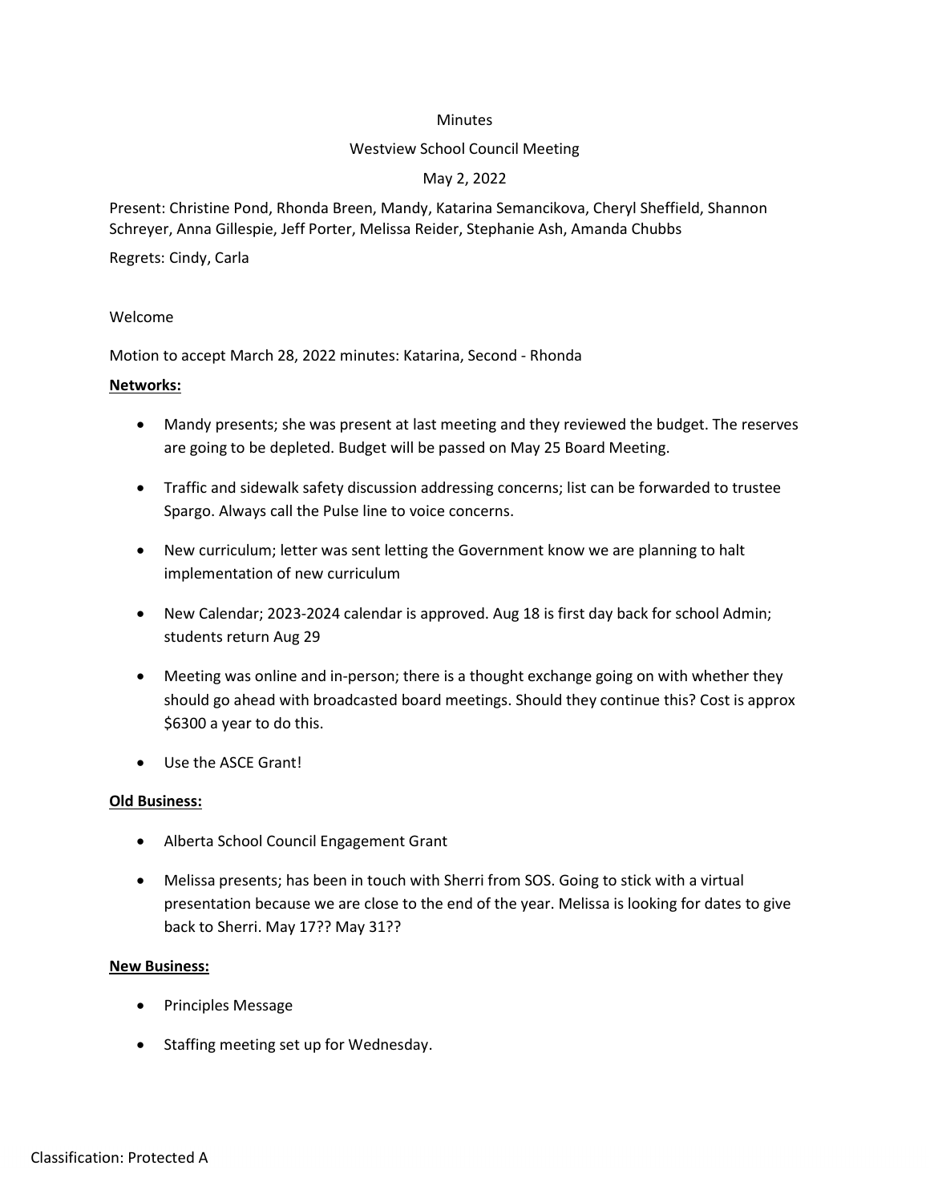Minutes

Westview School Council Meeting

May 2, 2022

Present: Christine Pond, Rhonda Breen, Mandy, Katarina Semancikova, Cheryl Sheffield, Shannon Schreyer, Anna Gillespie, Jeff Porter, Melissa Reider, Stephanie Ash, Amanda Chubbs

Regrets: Cindy, Carla

Welcome

Motion to accept March 28, 2022 minutes: Katarina, Second - Rhonda

**Networks:**

- Mandy presents; she was present at last meeting and they reviewed the budget. The reserves are going to be depleted. Budget will be passed on May 25 Board Meeting.
- Traffic and sidewalk safety discussion addressing concerns; list can be forwarded to trustee Spargo. Always call the Pulse line to voice concerns.
- New curriculum; letter was sent letting the Government know we are planning to halt implementation of new curriculum
- New Calendar; 2023-2024 calendar is approved. Aug 18 is first day back for school Admin; students return Aug 29
- Meeting was online and in-person; there is a thought exchange going on with whether they should go ahead with broadcasted board meetings. Should they continue this? Cost is approx $6300 a year to do this.
- Use the ASCE Grant!

**Old Business:**

- Alberta School Council Engagement Grant
- Melissa presents; has been in touch with Sherri from SOS. Going to stick with a virtual presentation because we are close to the end of the year. Melissa is looking for dates to give back to Sherri. May 17?? May 31??

**New Business:**

- Principles Message
- Staffing meeting set up for Wednesday.

Classification: Protected A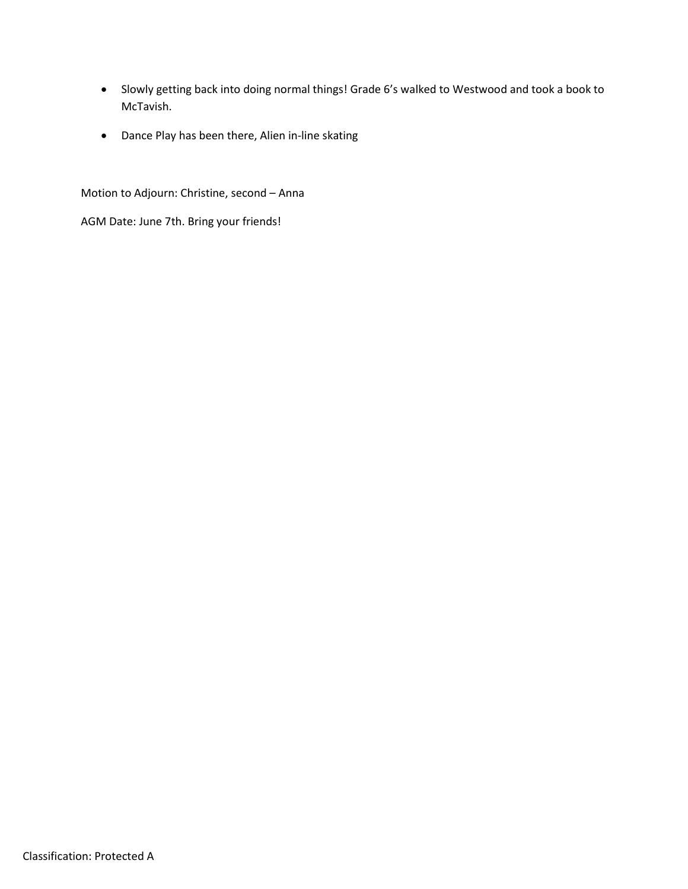- Slowly getting back into doing normal things! Grade 6's walked to Westwood and took a book to McTavish.
- Dance Play has been there, Alien in-line skating

Motion to Adjourn: Christine, second – Anna

AGM Date: June 7th. Bring your friends!

Classification: Protected A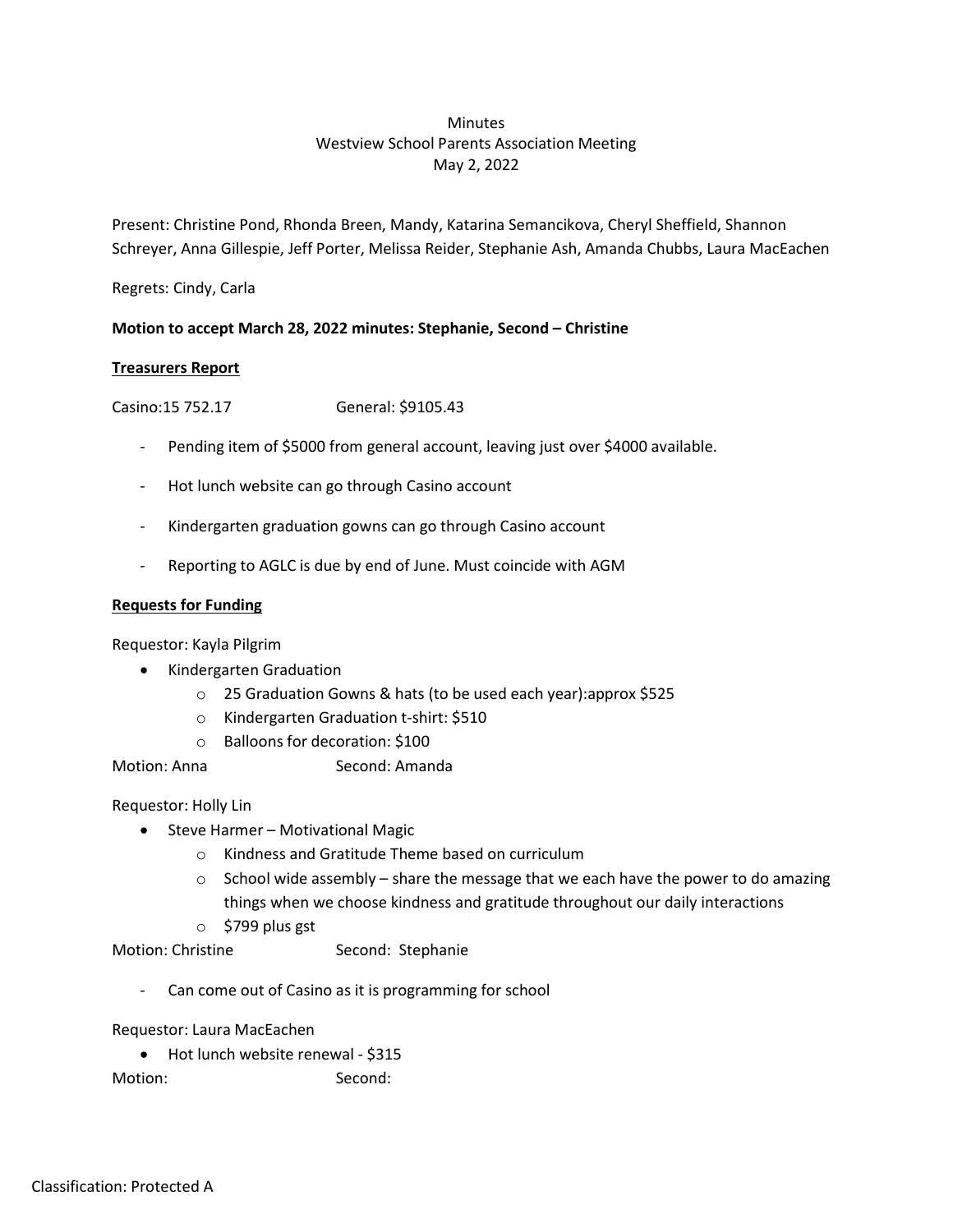Minutes
Westview School Parents Association Meeting
May 2, 2022

Present: Christine Pond, Rhonda Breen, Mandy, Katarina Semancikova, Cheryl Sheffield, Shannon Schreyer, Anna Gillespie, Jeff Porter, Melissa Reider, Stephanie Ash, Amanda Chubbs, Laura MacEachen

Regrets: Cindy, Carla

**Motion to accept March 28, 2022 minutes: Stephanie, Second – Christine**

**<u>Treasurers Report</u>**

Casino:15 752.17 General: $9105.43

- Pending item of $5000 from general account, leaving just over $4000 available.
- Hot lunch website can go through Casino account
- Kindergarten graduation gowns can go through Casino account
- Reporting to AGLC is due by end of June. Must coincide with AGM

**<u>Requests for Funding</u>**

Requestor: Kayla Pilgrim

- Kindergarten Graduation
  - 25 Graduation Gowns & hats (to be used each year):approx $525
  - Kindergarten Graduation t-shirt: $510
  - Balloons for decoration: $100

Motion: Anna Second: Amanda

Requestor: Holly Lin

- Steve Harmer – Motivational Magic
  - Kindness and Gratitude Theme based on curriculum
  - School wide assembly – share the message that we each have the power to do amazing things when we choose kindness and gratitude throughout our daily interactions
  - $799 plus gst

Motion: Christine Second: Stephanie

- Can come out of Casino as it is programming for school

Requestor: Laura MacEachen

- Hot lunch website renewal - $315

Motion: Second: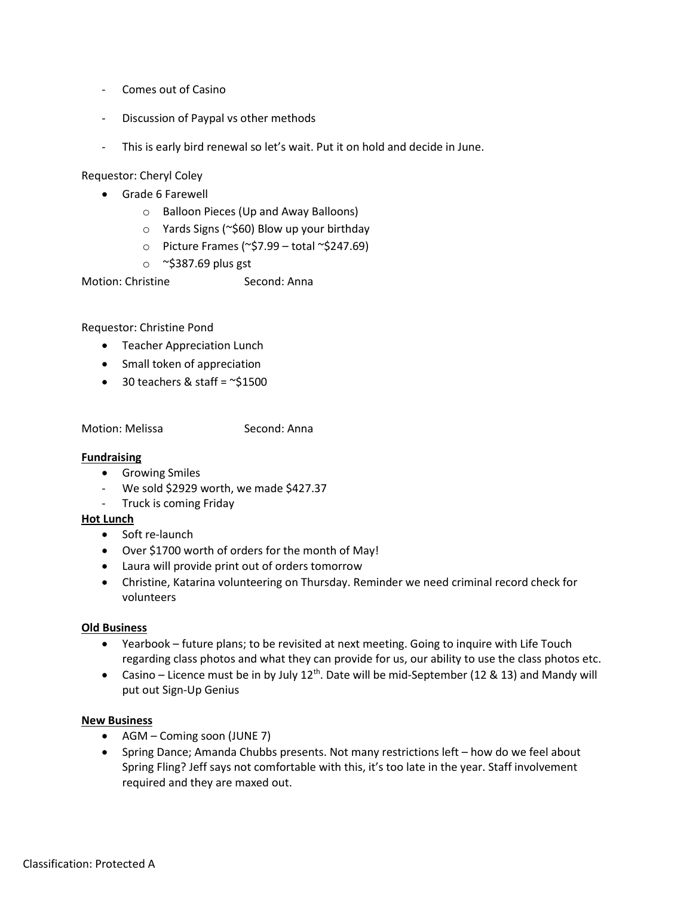- Comes out of Casino
- Discussion of Paypal vs other methods
- This is early bird renewal so let's wait. Put it on hold and decide in June.

Requestor: Cheryl Coley

- Grade 6 Farewell
  - Balloon Pieces (Up and Away Balloons)
  - Yards Signs (~$60) Blow up your birthday
  - Picture Frames (~$7.99 – total ~$247.69)
  - ~$387.69 plus gst

Motion: Christine Second: Anna

Requestor: Christine Pond

- Teacher Appreciation Lunch
- Small token of appreciation
- 30 teachers & staff = ~$1500

Motion: Melissa Second: Anna

**Fundraising**

- Growing Smiles
- We sold $2929 worth, we made $427.37
- Truck is coming Friday

**Hot Lunch**

- Soft re-launch
- Over $1700 worth of orders for the month of May!
- Laura will provide print out of orders tomorrow
- Christine, Katarina volunteering on Thursday. Reminder we need criminal record check for volunteers

**Old Business**

- Yearbook – future plans; to be revisited at next meeting. Going to inquire with Life Touch regarding class photos and what they can provide for us, our ability to use the class photos etc.
- Casino – Licence must be in by July 12th. Date will be mid-September (12 & 13) and Mandy will put out Sign-Up Genius

**New Business**

- AGM – Coming soon (JUNE 7)
- Spring Dance; Amanda Chubbs presents. Not many restrictions left – how do we feel about Spring Fling? Jeff says not comfortable with this, it's too late in the year. Staff involvement required and they are maxed out.

Classification: Protected A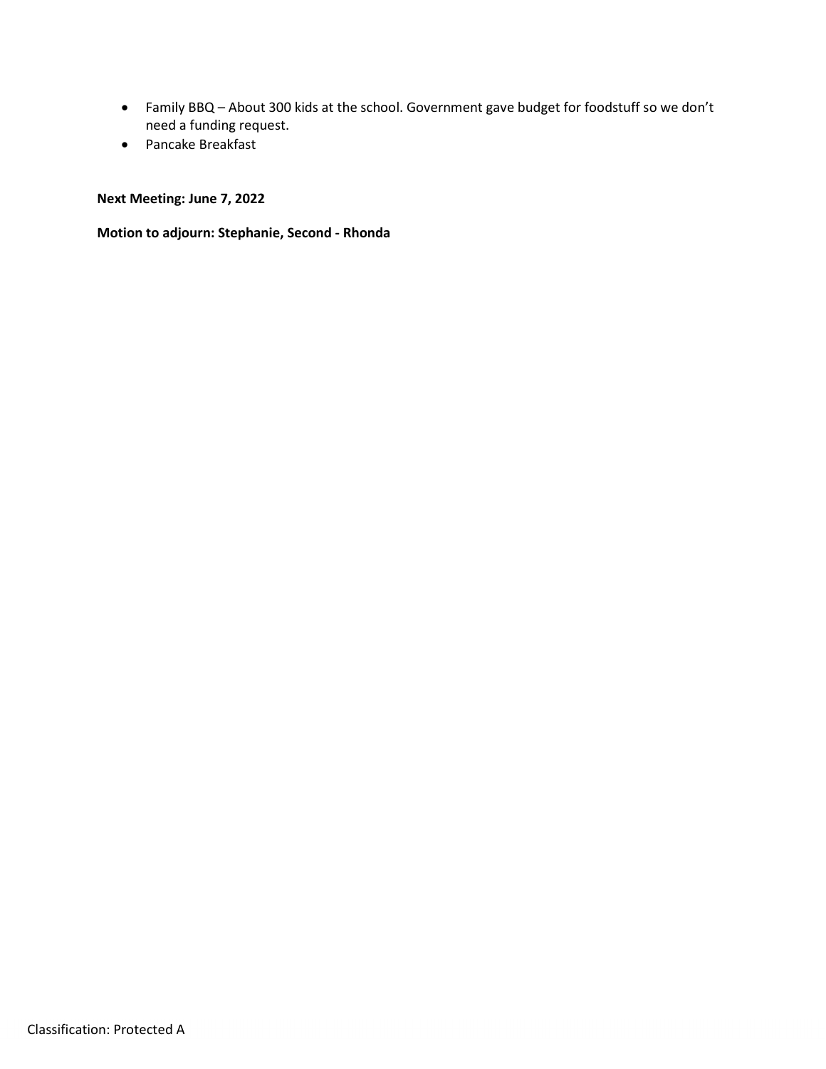- Family BBQ – About 300 kids at the school. Government gave budget for foodstuff so we don't need a funding request.
- Pancake Breakfast

**Next Meeting: June 7, 2022**

**Motion to adjourn: Stephanie, Second - Rhonda**